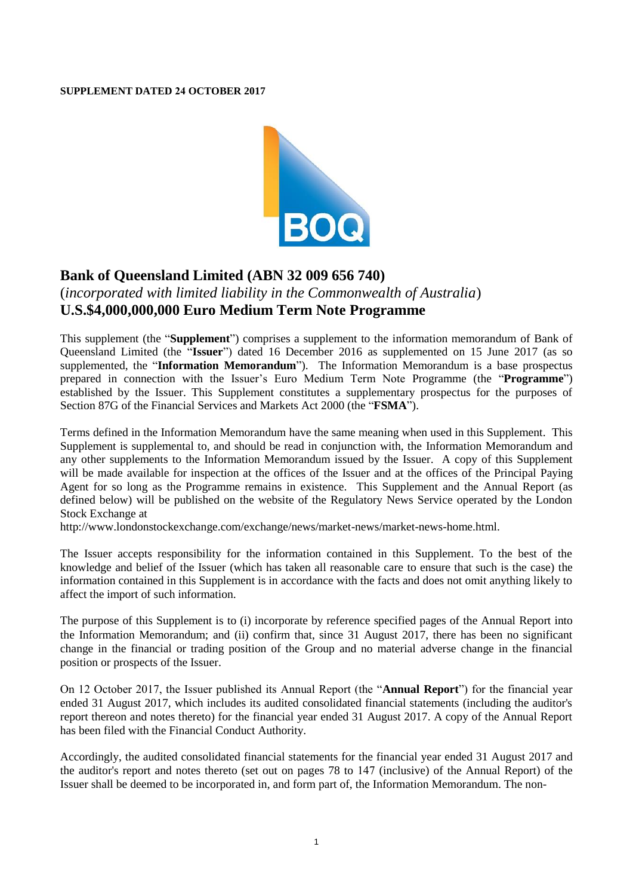**SUPPLEMENT DATED 24 OCTOBER 2017**

# Bank of Queensland Limited (ABN 32 009 656 740)

(*incorporated with limited liability in the Commonwealth of Australia*)

## U.S.$4,000,000,000 Euro Medium Term Note Programme

This supplement (the "**Supplement**") comprises a supplement to the information memorandum of Bank of Queensland Limited (the "**Issuer**") dated 16 December 2016 as supplemented on 15 June 2017 (as so supplemented, the "**Information Memorandum**"). The Information Memorandum is a base prospectus prepared in connection with the Issuer's Euro Medium Term Note Programme (the "**Programme**") established by the Issuer. This Supplement constitutes a supplementary prospectus for the purposes of Section 87G of the Financial Services and Markets Act 2000 (the "**FSMA**").

Terms defined in the Information Memorandum have the same meaning when used in this Supplement. This Supplement is supplemental to, and should be read in conjunction with, the Information Memorandum and any other supplements to the Information Memorandum issued by the Issuer. A copy of this Supplement will be made available for inspection at the offices of the Issuer and at the offices of the Principal Paying Agent for so long as the Programme remains in existence. This Supplement and the Annual Report (as defined below) will be published on the website of the Regulatory News Service operated by the London Stock Exchange at
http://www.londonstockexchange.com/exchange/news/market-news/market-news-home.html.

The Issuer accepts responsibility for the information contained in this Supplement. To the best of the knowledge and belief of the Issuer (which has taken all reasonable care to ensure that such is the case) the information contained in this Supplement is in accordance with the facts and does not omit anything likely to affect the import of such information.

The purpose of this Supplement is to (i) incorporate by reference specified pages of the Annual Report into the Information Memorandum; and (ii) confirm that, since 31 August 2017, there has been no significant change in the financial or trading position of the Group and no material adverse change in the financial position or prospects of the Issuer.

On 12 October 2017, the Issuer published its Annual Report (the "**Annual Report**") for the financial year ended 31 August 2017, which includes its audited consolidated financial statements (including the auditor's report thereon and notes thereto) for the financial year ended 31 August 2017. A copy of the Annual Report has been filed with the Financial Conduct Authority.

Accordingly, the audited consolidated financial statements for the financial year ended 31 August 2017 and the auditor's report and notes thereto (set out on pages 78 to 147 (inclusive) of the Annual Report) of the Issuer shall be deemed to be incorporated in, and form part of, the Information Memorandum. The non-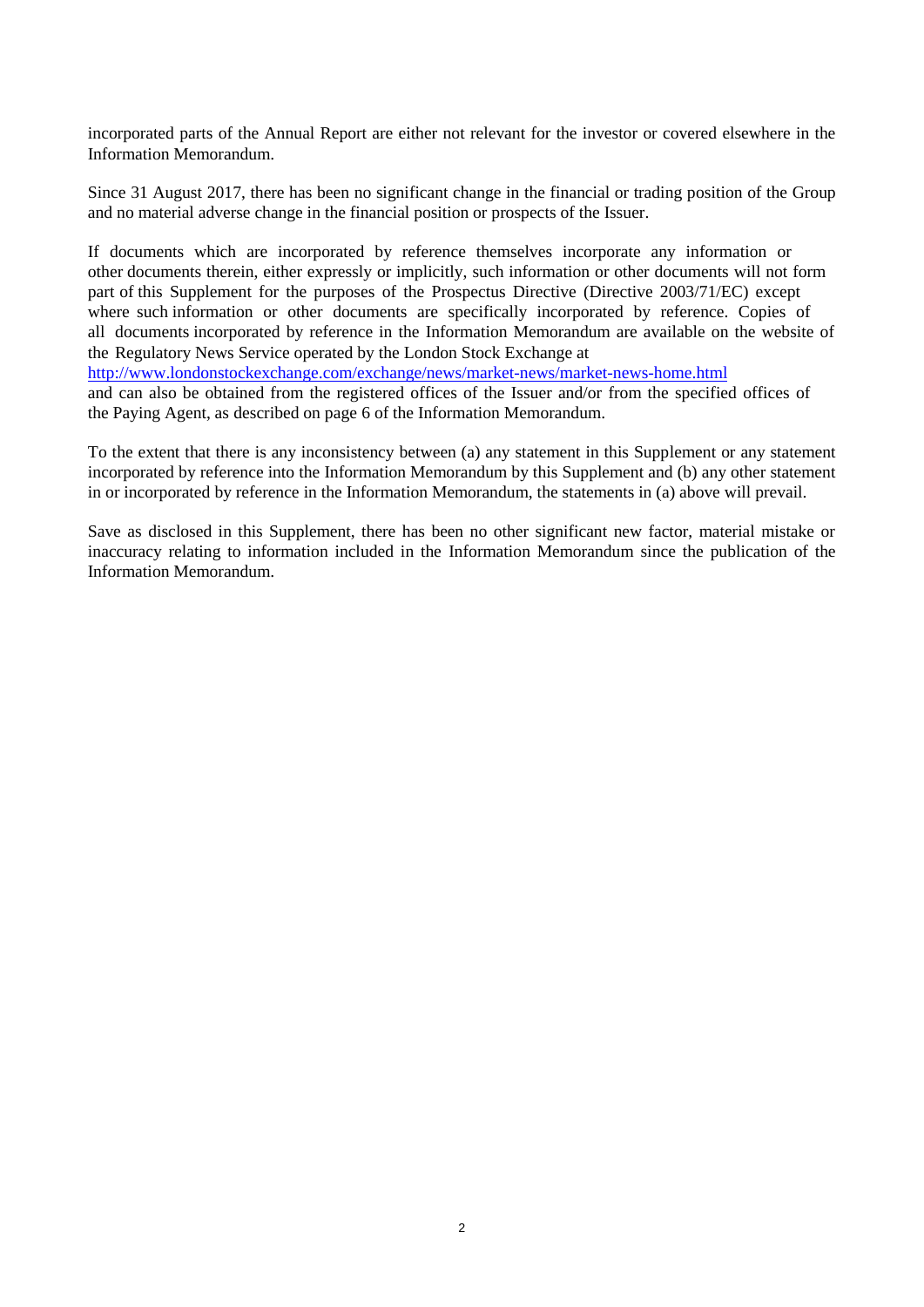incorporated parts of the Annual Report are either not relevant for the investor or covered elsewhere in the Information Memorandum.

Since 31 August 2017, there has been no significant change in the financial or trading position of the Group and no material adverse change in the financial position or prospects of the Issuer.

If documents which are incorporated by reference themselves incorporate any information or other documents therein, either expressly or implicitly, such information or other documents will not form part of this Supplement for the purposes of the Prospectus Directive (Directive 2003/71/EC) except where such information or other documents are specifically incorporated by reference. Copies of all documents incorporated by reference in the Information Memorandum are available on the website of the Regulatory News Service operated by the London Stock Exchange at http://www.londonstockexchange.com/exchange/news/market-news/market-news-home.html and can also be obtained from the registered offices of the Issuer and/or from the specified offices of the Paying Agent, as described on page 6 of the Information Memorandum.

To the extent that there is any inconsistency between (a) any statement in this Supplement or any statement incorporated by reference into the Information Memorandum by this Supplement and (b) any other statement in or incorporated by reference in the Information Memorandum, the statements in (a) above will prevail.

Save as disclosed in this Supplement, there has been no other significant new factor, material mistake or inaccuracy relating to information included in the Information Memorandum since the publication of the Information Memorandum.